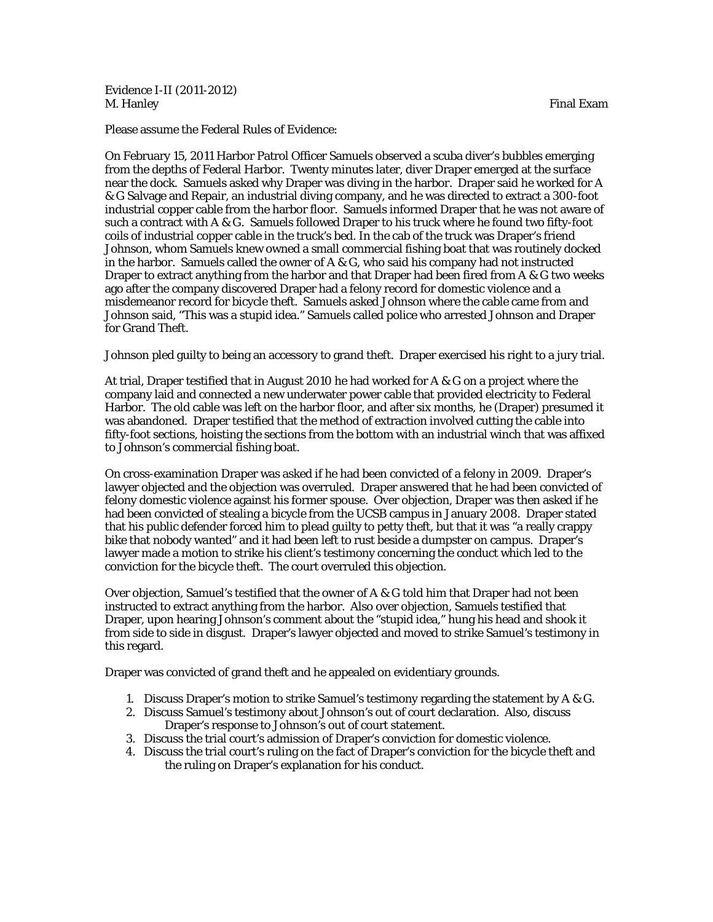Evidence I-II (2011-2012)
M. Hanley Final Exam

Please assume the Federal Rules of Evidence:

On February 15, 2011 Harbor Patrol Officer Samuels observed a scuba diver's bubbles emerging from the depths of Federal Harbor. Twenty minutes later, diver Draper emerged at the surface near the dock. Samuels asked why Draper was diving in the harbor. Draper said he worked for A & G Salvage and Repair, an industrial diving company, and he was directed to extract a 300-foot industrial copper cable from the harbor floor. Samuels informed Draper that he was not aware of such a contract with A & G. Samuels followed Draper to his truck where he found two fifty-foot coils of industrial copper cable in the truck's bed. In the cab of the truck was Draper's friend Johnson, whom Samuels knew owned a small commercial fishing boat that was routinely docked in the harbor. Samuels called the owner of A & G, who said his company had not instructed Draper to extract anything from the harbor and that Draper had been fired from A & G two weeks ago after the company discovered Draper had a felony record for domestic violence and a misdemeanor record for bicycle theft. Samuels asked Johnson where the cable came from and Johnson said, "This was a stupid idea." Samuels called police who arrested Johnson and Draper for Grand Theft.

Johnson pled guilty to being an accessory to grand theft. Draper exercised his right to a jury trial.

At trial, Draper testified that in August 2010 he had worked for A & G on a project where the company laid and connected a new underwater power cable that provided electricity to Federal Harbor. The old cable was left on the harbor floor, and after six months, he (Draper) presumed it was abandoned. Draper testified that the method of extraction involved cutting the cable into fifty-foot sections, hoisting the sections from the bottom with an industrial winch that was affixed to Johnson's commercial fishing boat.

On cross-examination Draper was asked if he had been convicted of a felony in 2009. Draper's lawyer objected and the objection was overruled. Draper answered that he had been convicted of felony domestic violence against his former spouse. Over objection, Draper was then asked if he had been convicted of stealing a bicycle from the UCSB campus in January 2008. Draper stated that his public defender forced him to plead guilty to petty theft, but that it was "a really crappy bike that nobody wanted" and it had been left to rust beside a dumpster on campus. Draper's lawyer made a motion to strike his client's testimony concerning the conduct which led to the conviction for the bicycle theft. The court overruled this objection.

Over objection, Samuel's testified that the owner of A & G told him that Draper had not been instructed to extract anything from the harbor. Also over objection, Samuels testified that Draper, upon hearing Johnson's comment about the "stupid idea," hung his head and shook it from side to side in disgust. Draper's lawyer objected and moved to strike Samuel's testimony in this regard.

Draper was convicted of grand theft and he appealed on evidentiary grounds.

1. Discuss Draper's motion to strike Samuel's testimony regarding the statement by A & G.
2. Discuss Samuel's testimony about Johnson's out of court declaration. Also, discuss Draper's response to Johnson's out of court statement.
3. Discuss the trial court's admission of Draper's conviction for domestic violence.
4. Discuss the trial court's ruling on the fact of Draper's conviction for the bicycle theft and the ruling on Draper's explanation for his conduct.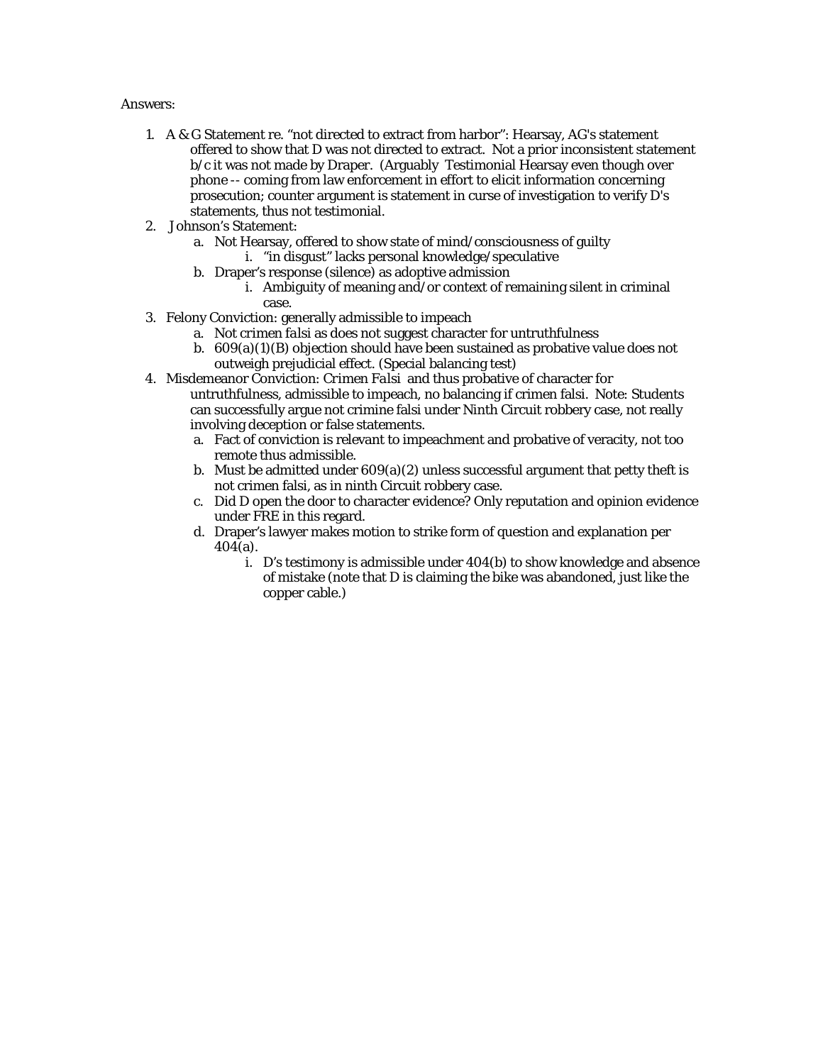Answers:

1. A & G Statement re. "not directed to extract from harbor": Hearsay, AG's statement offered to show that D was not directed to extract. Not a prior inconsistent statement b/c it was not made by Draper. (Arguably Testimonial Hearsay even though over phone -- coming from law enforcement in effort to elicit information concerning prosecution; counter argument is statement in curse of investigation to verify D's statements, thus not testimonial.
2. Johnson's Statement:
   a. Not Hearsay, offered to show state of mind/consciousness of guilty
      i. "in disgust" lacks personal knowledge/speculative
   b. Draper's response (silence) as adoptive admission
      i. Ambiguity of meaning and/or context of remaining silent in criminal case.
3. Felony Conviction: generally admissible to impeach
   a. Not crimen falsi as does not suggest character for untruthfulness
   b. 609(a)(1)(B) objection should have been sustained as probative value does not outweigh prejudicial effect. (Special balancing test)
4. Misdemeanor Conviction: Crimen *Falsi* and thus probative of character for untruthfulness, admissible to impeach, no balancing if crimen falsi. Note: Students can successfully argue not crimine falsi under Ninth Circuit robbery case, not really involving deception or false statements.
   a. Fact of conviction is relevant to impeachment and probative of veracity, not too remote thus admissible.
   b. Must be admitted under 609(a)(2) unless successful argument that petty theft is not crimen falsi, as in ninth Circuit robbery case.
   c. Did D open the door to character evidence? Only reputation and opinion evidence under FRE in this regard.
   d. Draper's lawyer makes motion to strike form of question and explanation per 404(a).
      i. D's testimony is admissible under 404(b) to show knowledge and absence of mistake (note that D is claiming the bike was abandoned, just like the copper cable.)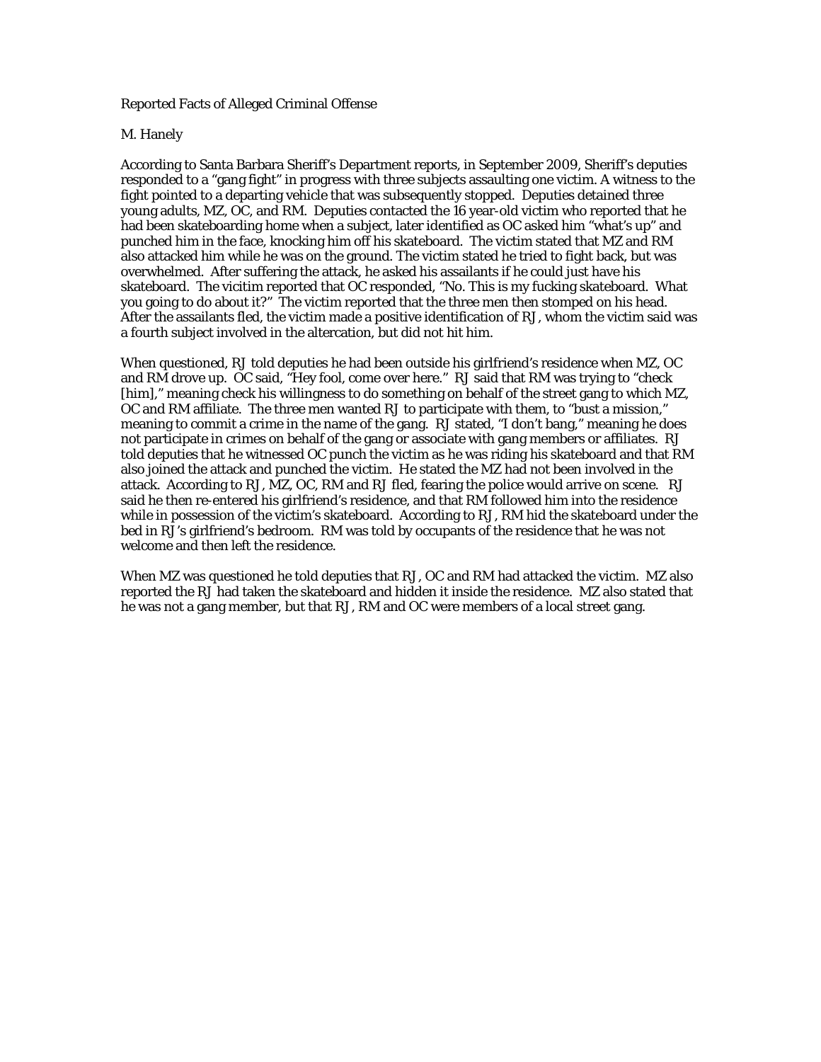Reported Facts of Alleged Criminal Offense

M. Hanely

According to Santa Barbara Sheriff's Department reports, in September 2009, Sheriff's deputies responded to a "gang fight" in progress with three subjects assaulting one victim. A witness to the fight pointed to a departing vehicle that was subsequently stopped. Deputies detained three young adults, MZ, OC, and RM. Deputies contacted the 16 year-old victim who reported that he had been skateboarding home when a subject, later identified as OC asked him "what's up" and punched him in the face, knocking him off his skateboard. The victim stated that MZ and RM also attacked him while he was on the ground. The victim stated he tried to fight back, but was overwhelmed. After suffering the attack, he asked his assailants if he could just have his skateboard. The vicitim reported that OC responded, "No. This is my fucking skateboard. What you going to do about it?" The victim reported that the three men then stomped on his head. After the assailants fled, the victim made a positive identification of RJ, whom the victim said was a fourth subject involved in the altercation, but did not hit him.

When questioned, RJ told deputies he had been outside his girlfriend's residence when MZ, OC and RM drove up. OC said, "Hey fool, come over here." RJ said that RM was trying to "check [him]," meaning check his willingness to do something on behalf of the street gang to which MZ, OC and RM affiliate. The three men wanted RJ to participate with them, to "bust a mission," meaning to commit a crime in the name of the gang. RJ stated, "I don't bang," meaning he does not participate in crimes on behalf of the gang or associate with gang members or affiliates. RJ told deputies that he witnessed OC punch the victim as he was riding his skateboard and that RM also joined the attack and punched the victim. He stated the MZ had not been involved in the attack. According to RJ, MZ, OC, RM and RJ fled, fearing the police would arrive on scene. RJ said he then re-entered his girlfriend's residence, and that RM followed him into the residence while in possession of the victim's skateboard. According to RJ, RM hid the skateboard under the bed in RJ's girlfriend's bedroom. RM was told by occupants of the residence that he was not welcome and then left the residence.

When MZ was questioned he told deputies that RJ, OC and RM had attacked the victim. MZ also reported the RJ had taken the skateboard and hidden it inside the residence. MZ also stated that he was not a gang member, but that RJ, RM and OC were members of a local street gang.